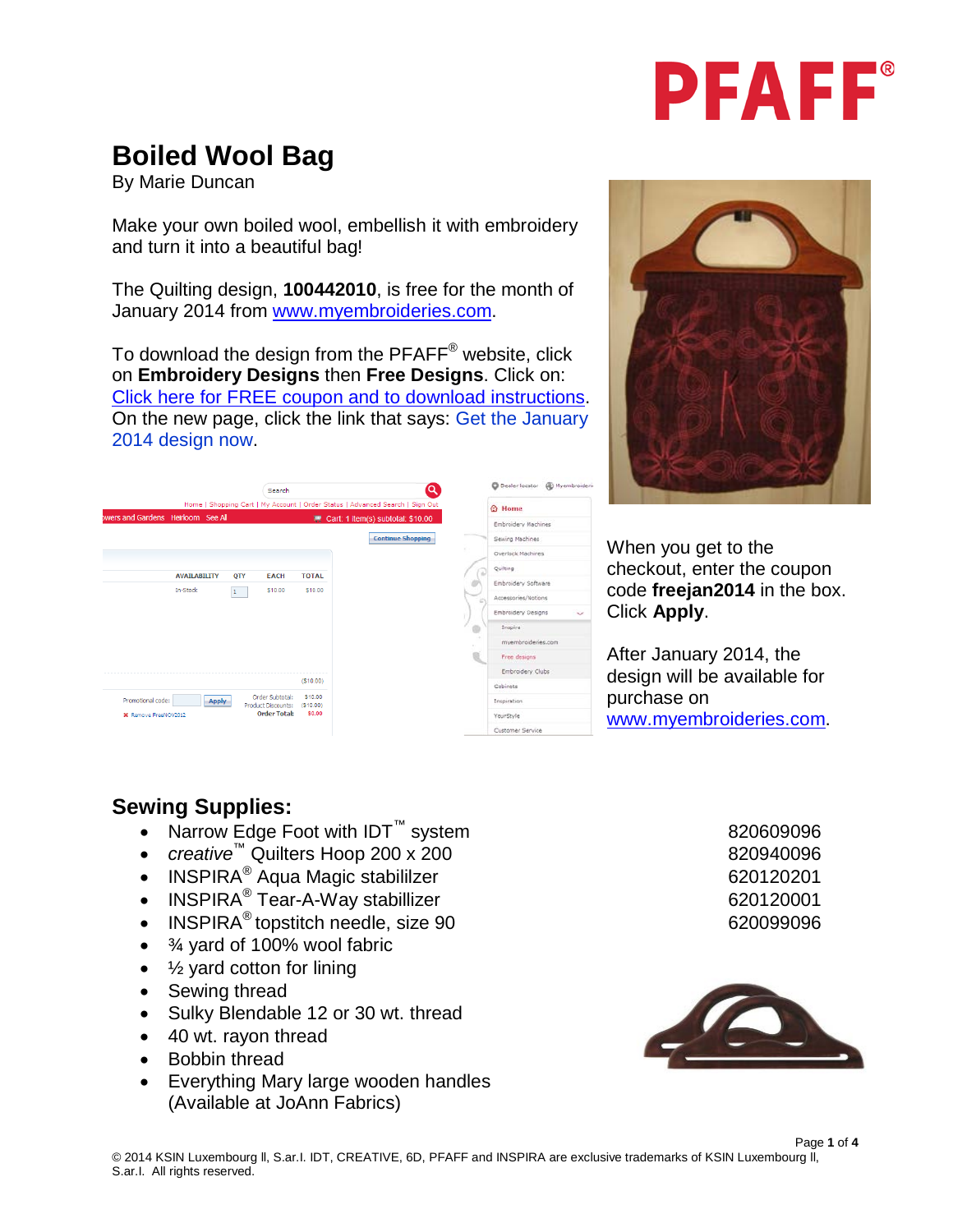# Boiled Wool Bag

By Marie Duncan

Make your own boiled wool, embellish it with embroidery and turn it into a beautiful bag!

The Quilting design, **100442010**, is free for the month of January 2014 from www.myembroideries.com.

To download the design from the PFAFF® website, click on **Embroidery Designs** then **Free Designs**. Click on: Click here for FREE coupon and to download instructions. On the new page, click the link that says: Get the January 2014 design now.

When you get to the checkout, enter the coupon code **freejan2014** in the box. Click **Apply**.

After January 2014, the design will be available for purchase on www.myembroideries.com.

## Sewing Supplies:

- Narrow Edge Foot with IDT™ system — 820609096
- *creative*™ Quilters Hoop 200 x 200 — 820940096
- INSPIRA® Aqua Magic stabililzer — 620120201
- INSPIRA® Tear-A-Way stabillizer — 620120001
- INSPIRA® topstitch needle, size 90 — 620099096
- ¾ yard of 100% wool fabric
- ½ yard cotton for lining
- Sewing thread
- Sulky Blendable 12 or 30 wt. thread
- 40 wt. rayon thread
- Bobbin thread
- Everything Mary large wooden handles (Available at JoAnn Fabrics)

© 2014 KSIN Luxembourg ll, S.ar.l. IDT, CREATIVE, 6D, PFAFF and INSPIRA are exclusive trademarks of KSIN Luxembourg ll, S.ar.l. All rights reserved.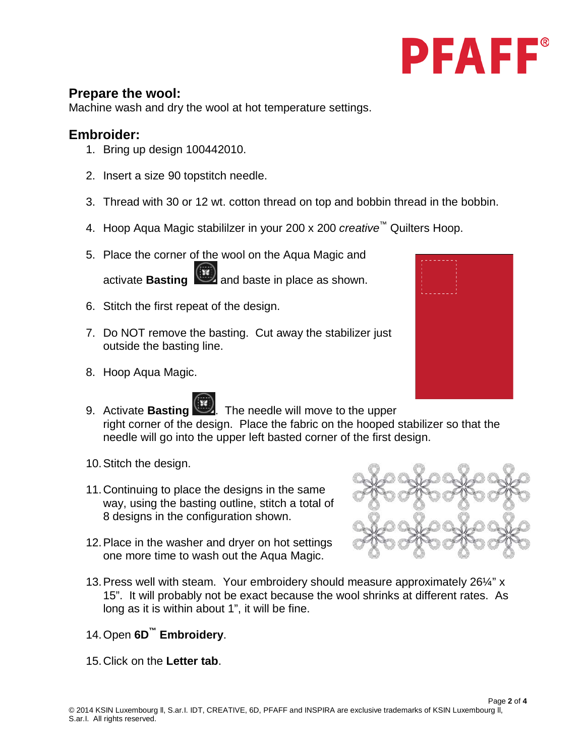## Prepare the wool:

Machine wash and dry the wool at hot temperature settings.

## Embroider:

1. Bring up design 100442010.
2. Insert a size 90 topstitch needle.
3. Thread with 30 or 12 wt. cotton thread on top and bobbin thread in the bobbin.
4. Hoop Aqua Magic stabililzer in your 200 x 200 *creative*™ Quilters Hoop.
5. Place the corner of the wool on the Aqua Magic and activate **Basting** and baste in place as shown.
6. Stitch the first repeat of the design.
7. Do NOT remove the basting. Cut away the stabilizer just outside the basting line.
8. Hoop Aqua Magic.
9. Activate **Basting**. The needle will move to the upper right corner of the design. Place the fabric on the hooped stabilizer so that the needle will go into the upper left basted corner of the first design.
10. Stitch the design.
11. Continuing to place the designs in the same way, using the basting outline, stitch a total of 8 designs in the configuration shown.
12. Place in the washer and dryer on hot settings one more time to wash out the Aqua Magic.
13. Press well with steam. Your embroidery should measure approximately 26¼" x 15". It will probably not be exact because the wool shrinks at different rates. As long as it is within about 1", it will be fine.
14. Open **6D™ Embroidery**.
15. Click on the **Letter tab**.

© 2014 KSIN Luxembourg II, S.ar.I. IDT, CREATIVE, 6D, PFAFF and INSPIRA are exclusive trademarks of KSIN Luxembourg II, S.ar.I. All rights reserved.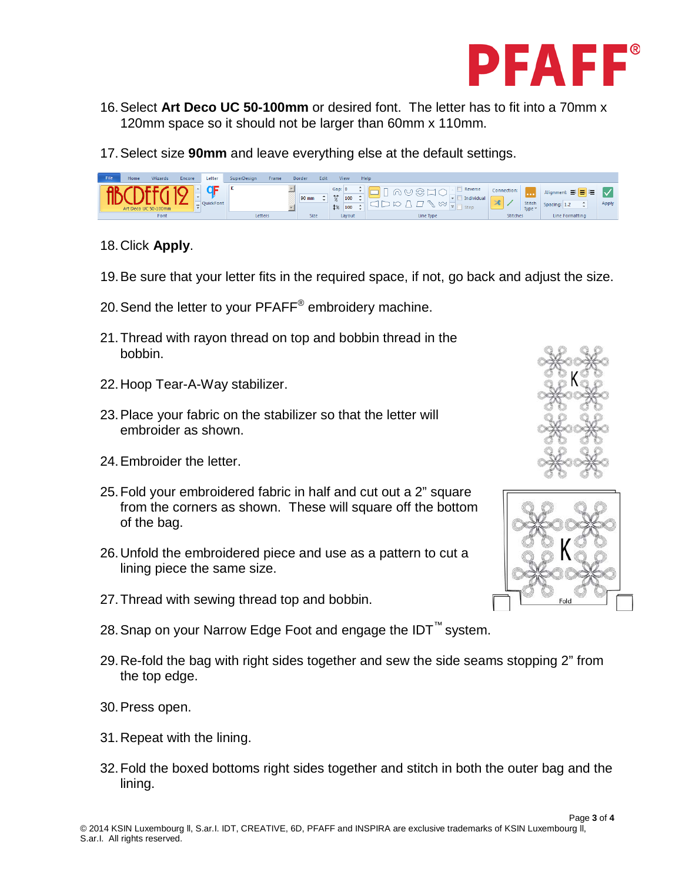16. Select **Art Deco UC 50-100mm** or desired font. The letter has to fit into a 70mm x 120mm space so it should not be larger than 60mm x 110mm.

17. Select size **90mm** and leave everything else at the default settings.

18. Click **Apply**.

19. Be sure that your letter fits in the required space, if not, go back and adjust the size.

20. Send the letter to your PFAFF® embroidery machine.

21. Thread with rayon thread on top and bobbin thread in the bobbin.

22. Hoop Tear-A-Way stabilizer.

23. Place your fabric on the stabilizer so that the letter will embroider as shown.

24. Embroider the letter.

25. Fold your embroidered fabric in half and cut out a 2" square from the corners as shown. These will square off the bottom of the bag.

26. Unfold the embroidered piece and use as a pattern to cut a lining piece the same size.

27. Thread with sewing thread top and bobbin.

28. Snap on your Narrow Edge Foot and engage the IDT™ system.

29. Re-fold the bag with right sides together and sew the side seams stopping 2" from the top edge.

30. Press open.

31. Repeat with the lining.

32. Fold the boxed bottoms right sides together and stitch in both the outer bag and the lining.

© 2014 KSIN Luxembourg ll, S.ar.l. IDT, CREATIVE, 6D, PFAFF and INSPIRA are exclusive trademarks of KSIN Luxembourg ll, S.ar.l. All rights reserved.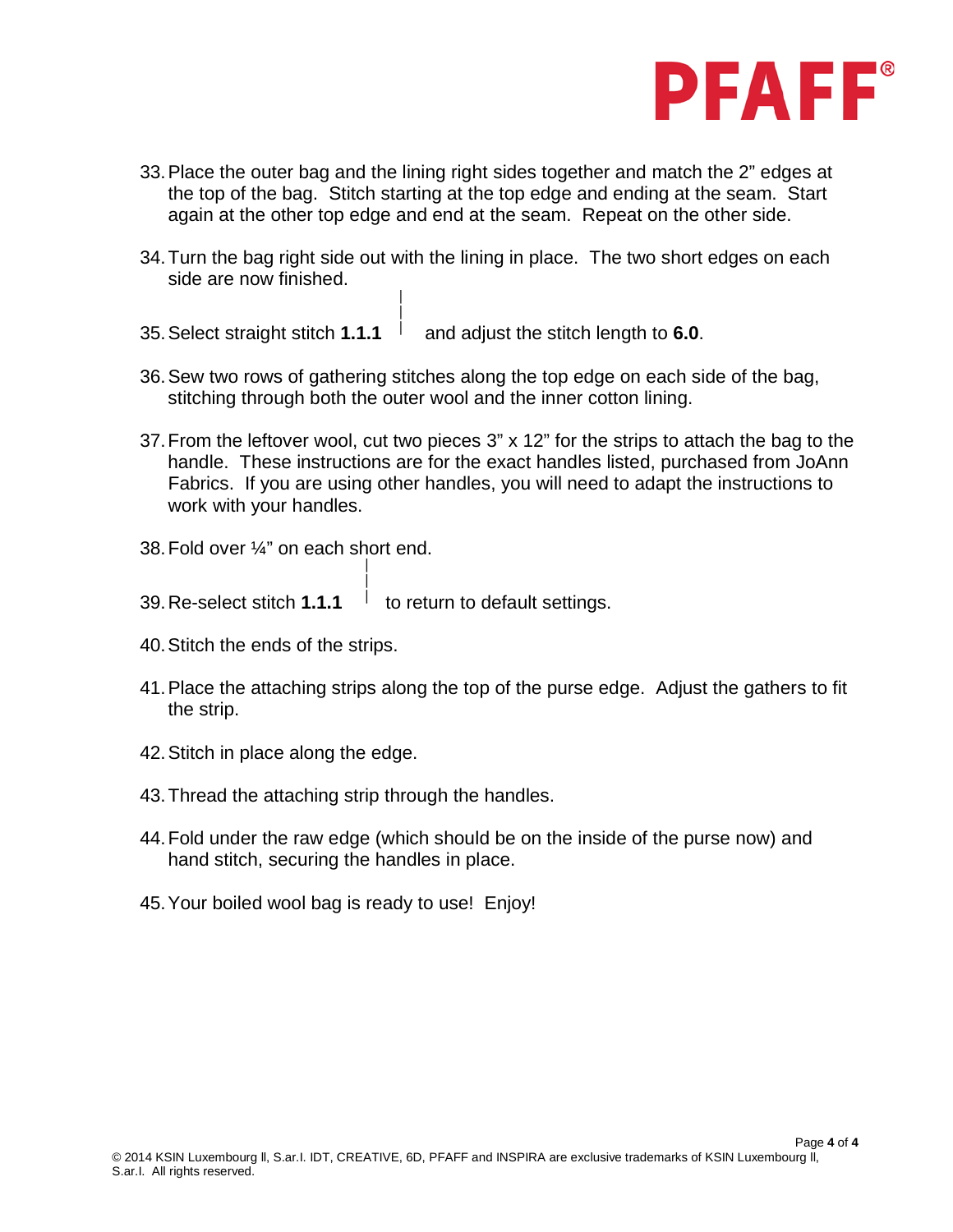33. Place the outer bag and the lining right sides together and match the 2" edges at the top of the bag. Stitch starting at the top edge and ending at the seam. Start again at the other top edge and end at the seam. Repeat on the other side.

34. Turn the bag right side out with the lining in place. The two short edges on each side are now finished.

35. Select straight stitch **1.1.1** and adjust the stitch length to **6.0**.

36. Sew two rows of gathering stitches along the top edge on each side of the bag, stitching through both the outer wool and the inner cotton lining.

37. From the leftover wool, cut two pieces 3" x 12" for the strips to attach the bag to the handle. These instructions are for the exact handles listed, purchased from JoAnn Fabrics. If you are using other handles, you will need to adapt the instructions to work with your handles.

38. Fold over ¼" on each short end.

39. Re-select stitch **1.1.1** to return to default settings.

40. Stitch the ends of the strips.

41. Place the attaching strips along the top of the purse edge. Adjust the gathers to fit the strip.

42. Stitch in place along the edge.

43. Thread the attaching strip through the handles.

44. Fold under the raw edge (which should be on the inside of the purse now) and hand stitch, securing the handles in place.

45. Your boiled wool bag is ready to use! Enjoy!

© 2014 KSIN Luxembourg II, S.ar.I. IDT, CREATIVE, 6D, PFAFF and INSPIRA are exclusive trademarks of KSIN Luxembourg II, S.ar.I. All rights reserved.